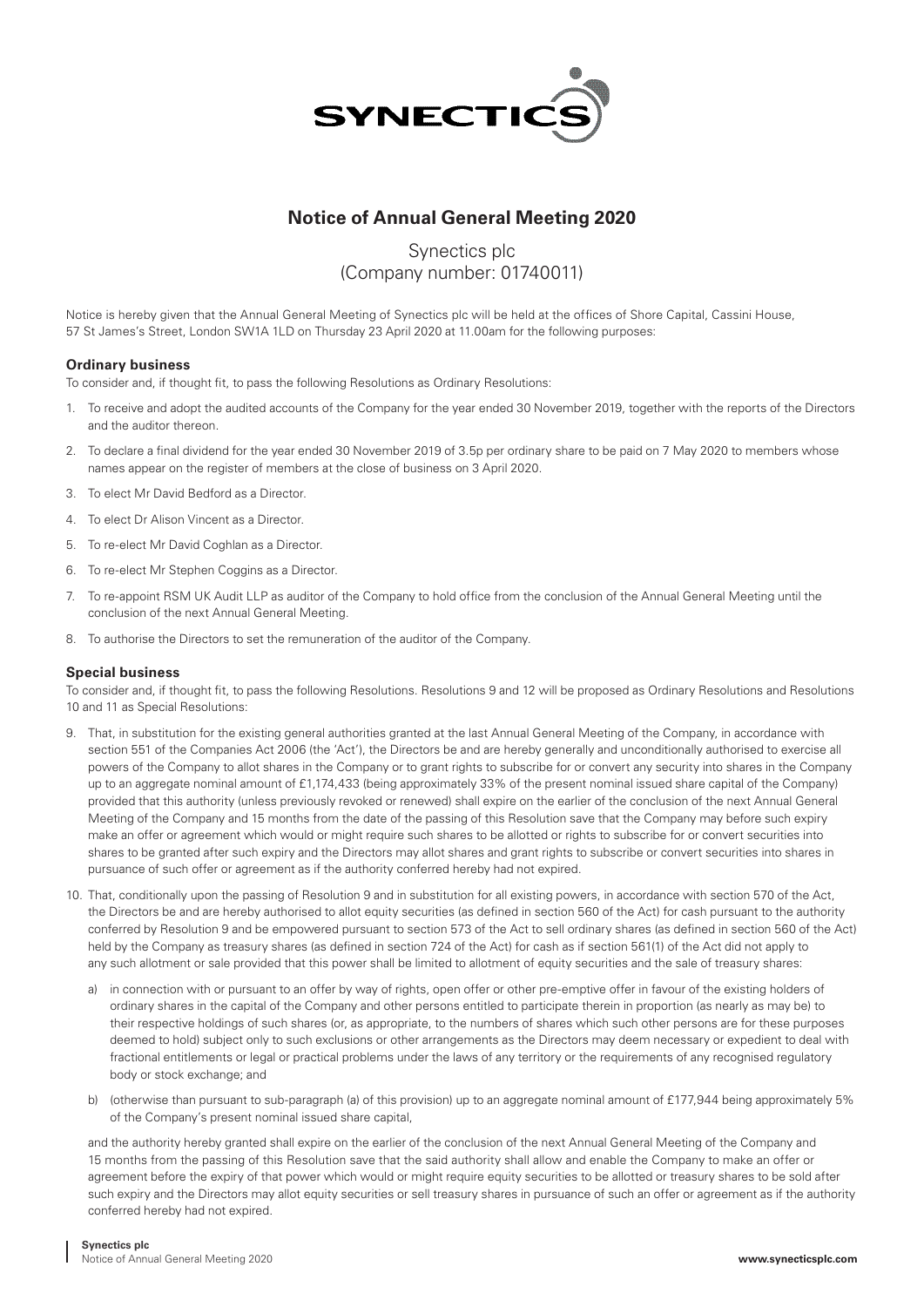SYNECTICS

# Notice of Annual General Meeting 2020

## Synectics plc
## (Company number: 01740011)

Notice is hereby given that the Annual General Meeting of Synectics plc will be held at the offices of Shore Capital, Cassini House, 57 St James's Street, London SW1A 1LD on Thursday 23 April 2020 at 11.00am for the following purposes:

### Ordinary business

To consider and, if thought fit, to pass the following Resolutions as Ordinary Resolutions:

1. To receive and adopt the audited accounts of the Company for the year ended 30 November 2019, together with the reports of the Directors and the auditor thereon.
2. To declare a final dividend for the year ended 30 November 2019 of 3.5p per ordinary share to be paid on 7 May 2020 to members whose names appear on the register of members at the close of business on 3 April 2020.
3. To elect Mr David Bedford as a Director.
4. To elect Dr Alison Vincent as a Director.
5. To re-elect Mr David Coghlan as a Director.
6. To re-elect Mr Stephen Coggins as a Director.
7. To re-appoint RSM UK Audit LLP as auditor of the Company to hold office from the conclusion of the Annual General Meeting until the conclusion of the next Annual General Meeting.
8. To authorise the Directors to set the remuneration of the auditor of the Company.

### Special business

To consider and, if thought fit, to pass the following Resolutions. Resolutions 9 and 12 will be proposed as Ordinary Resolutions and Resolutions 10 and 11 as Special Resolutions:

9. That, in substitution for the existing general authorities granted at the last Annual General Meeting of the Company, in accordance with section 551 of the Companies Act 2006 (the 'Act'), the Directors be and are hereby generally and unconditionally authorised to exercise all powers of the Company to allot shares in the Company or to grant rights to subscribe for or convert any security into shares in the Company up to an aggregate nominal amount of £1,174,433 (being approximately 33% of the present nominal issued share capital of the Company) provided that this authority (unless previously revoked or renewed) shall expire on the earlier of the conclusion of the next Annual General Meeting of the Company and 15 months from the date of the passing of this Resolution save that the Company may before such expiry make an offer or agreement which would or might require such shares to be allotted or rights to subscribe for or convert securities into shares to be granted after such expiry and the Directors may allot shares and grant rights to subscribe or convert securities into shares in pursuance of such offer or agreement as if the authority conferred hereby had not expired.
10. That, conditionally upon the passing of Resolution 9 and in substitution for all existing powers, in accordance with section 570 of the Act, the Directors be and are hereby authorised to allot equity securities (as defined in section 560 of the Act) for cash pursuant to the authority conferred by Resolution 9 and be empowered pursuant to section 573 of the Act to sell ordinary shares (as defined in section 560 of the Act) held by the Company as treasury shares (as defined in section 724 of the Act) for cash as if section 561(1) of the Act did not apply to any such allotment or sale provided that this power shall be limited to allotment of equity securities and the sale of treasury shares:

    a) in connection with or pursuant to an offer by way of rights, open offer or other pre-emptive offer in favour of the existing holders of ordinary shares in the capital of the Company and other persons entitled to participate therein in proportion (as nearly as may be) to their respective holdings of such shares (or, as appropriate, to the numbers of shares which such other persons are for these purposes deemed to hold) subject only to such exclusions or other arrangements as the Directors may deem necessary or expedient to deal with fractional entitlements or legal or practical problems under the laws of any territory or the requirements of any recognised regulatory body or stock exchange; and

    b) (otherwise than pursuant to sub-paragraph (a) of this provision) up to an aggregate nominal amount of £177,944 being approximately 5% of the Company's present nominal issued share capital,

    and the authority hereby granted shall expire on the earlier of the conclusion of the next Annual General Meeting of the Company and 15 months from the passing of this Resolution save that the said authority shall allow and enable the Company to make an offer or agreement before the expiry of that power which would or might require equity securities to be allotted or treasury shares to be sold after such expiry and the Directors may allot equity securities or sell treasury shares in pursuance of such an offer or agreement as if the authority conferred hereby had not expired.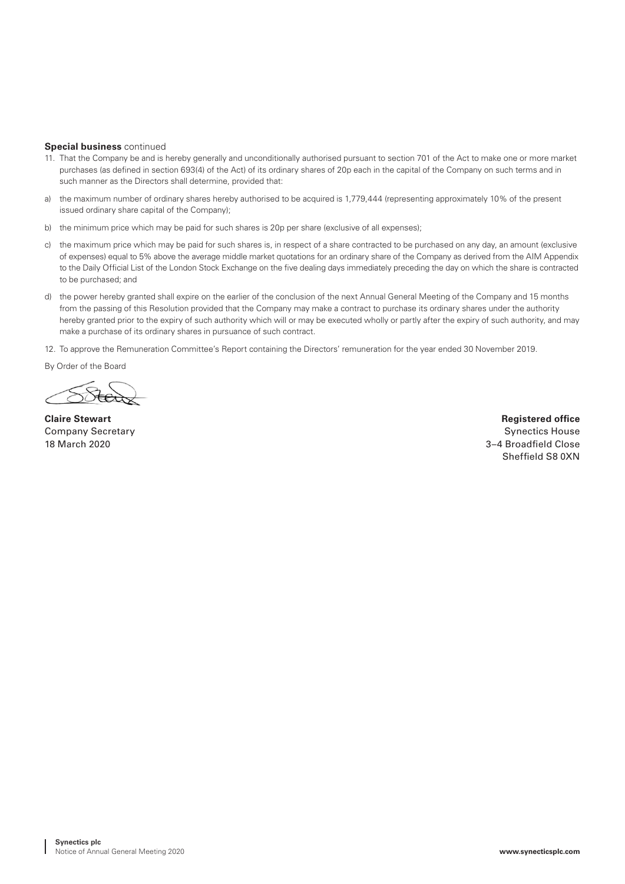**Special business** continued

11. That the Company be and is hereby generally and unconditionally authorised pursuant to section 701 of the Act to make one or more market purchases (as defined in section 693(4) of the Act) of its ordinary shares of 20p each in the capital of the Company on such terms and in such manner as the Directors shall determine, provided that:

a) the maximum number of ordinary shares hereby authorised to be acquired is 1,779,444 (representing approximately 10% of the present issued ordinary share capital of the Company);

b) the minimum price which may be paid for such shares is 20p per share (exclusive of all expenses);

c) the maximum price which may be paid for such shares is, in respect of a share contracted to be purchased on any day, an amount (exclusive of expenses) equal to 5% above the average middle market quotations for an ordinary share of the Company as derived from the AIM Appendix to the Daily Official List of the London Stock Exchange on the five dealing days immediately preceding the day on which the share is contracted to be purchased; and

d) the power hereby granted shall expire on the earlier of the conclusion of the next Annual General Meeting of the Company and 15 months from the passing of this Resolution provided that the Company may make a contract to purchase its ordinary shares under the authority hereby granted prior to the expiry of such authority which will or may be executed wholly or partly after the expiry of such authority, and may make a purchase of its ordinary shares in pursuance of such contract.

12. To approve the Remuneration Committee's Report containing the Directors' remuneration for the year ended 30 November 2019.

By Order of the Board

**Claire Stewart**
Company Secretary
18 March 2020

**Registered office**
Synectics House
3–4 Broadfield Close
Sheffield S8 0XN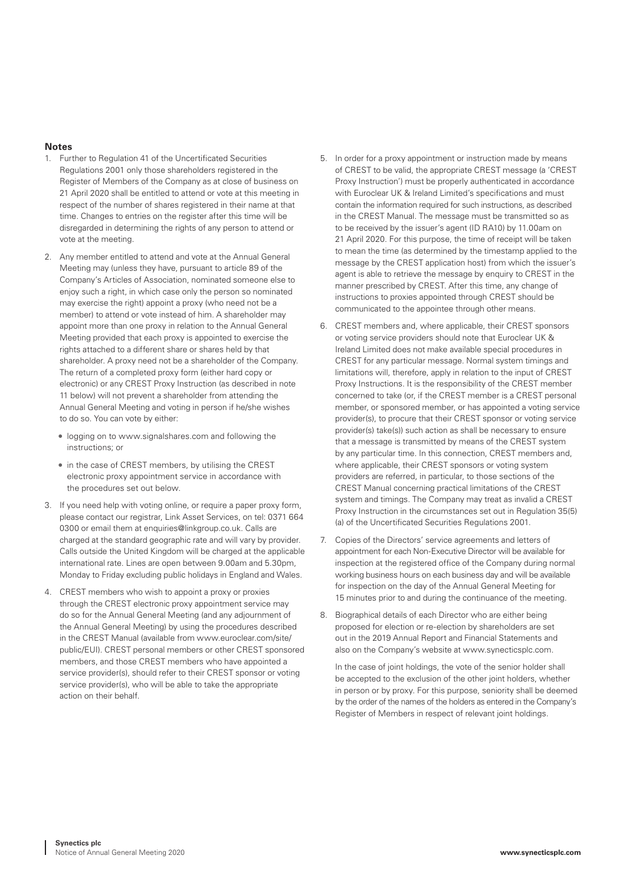## Notes

1. Further to Regulation 41 of the Uncertificated Securities Regulations 2001 only those shareholders registered in the Register of Members of the Company as at close of business on 21 April 2020 shall be entitled to attend or vote at this meeting in respect of the number of shares registered in their name at that time. Changes to entries on the register after this time will be disregarded in determining the rights of any person to attend or vote at the meeting.

2. Any member entitled to attend and vote at the Annual General Meeting may (unless they have, pursuant to article 89 of the Company's Articles of Association, nominated someone else to enjoy such a right, in which case only the person so nominated may exercise the right) appoint a proxy (who need not be a member) to attend or vote instead of him. A shareholder may appoint more than one proxy in relation to the Annual General Meeting provided that each proxy is appointed to exercise the rights attached to a different share or shares held by that shareholder. A proxy need not be a shareholder of the Company. The return of a completed proxy form (either hard copy or electronic) or any CREST Proxy Instruction (as described in note 11 below) will not prevent a shareholder from attending the Annual General Meeting and voting in person if he/she wishes to do so. You can vote by either:

   - logging on to www.signalshares.com and following the instructions; or
   - in the case of CREST members, by utilising the CREST electronic proxy appointment service in accordance with the procedures set out below.

3. If you need help with voting online, or require a paper proxy form, please contact our registrar, Link Asset Services, on tel: 0371 664 0300 or email them at enquiries@linkgroup.co.uk. Calls are charged at the standard geographic rate and will vary by provider. Calls outside the United Kingdom will be charged at the applicable international rate. Lines are open between 9.00am and 5.30pm, Monday to Friday excluding public holidays in England and Wales.

4. CREST members who wish to appoint a proxy or proxies through the CREST electronic proxy appointment service may do so for the Annual General Meeting (and any adjournment of the Annual General Meeting) by using the procedures described in the CREST Manual (available from www.euroclear.com/site/public/EUI). CREST personal members or other CREST sponsored members, and those CREST members who have appointed a service provider(s), should refer to their CREST sponsor or voting service provider(s), who will be able to take the appropriate action on their behalf.

5. In order for a proxy appointment or instruction made by means of CREST to be valid, the appropriate CREST message (a 'CREST Proxy Instruction') must be properly authenticated in accordance with Euroclear UK & Ireland Limited's specifications and must contain the information required for such instructions, as described in the CREST Manual. The message must be transmitted so as to be received by the issuer's agent (ID RA10) by 11.00am on 21 April 2020. For this purpose, the time of receipt will be taken to mean the time (as determined by the timestamp applied to the message by the CREST application host) from which the issuer's agent is able to retrieve the message by enquiry to CREST in the manner prescribed by CREST. After this time, any change of instructions to proxies appointed through CREST should be communicated to the appointee through other means.

6. CREST members and, where applicable, their CREST sponsors or voting service providers should note that Euroclear UK & Ireland Limited does not make available special procedures in CREST for any particular message. Normal system timings and limitations will, therefore, apply in relation to the input of CREST Proxy Instructions. It is the responsibility of the CREST member concerned to take (or, if the CREST member is a CREST personal member, or sponsored member, or has appointed a voting service provider(s), to procure that their CREST sponsor or voting service provider(s) take(s)) such action as shall be necessary to ensure that a message is transmitted by means of the CREST system by any particular time. In this connection, CREST members and, where applicable, their CREST sponsors or voting system providers are referred, in particular, to those sections of the CREST Manual concerning practical limitations of the CREST system and timings. The Company may treat as invalid a CREST Proxy Instruction in the circumstances set out in Regulation 35(5)(a) of the Uncertificated Securities Regulations 2001.

7. Copies of the Directors' service agreements and letters of appointment for each Non-Executive Director will be available for inspection at the registered office of the Company during normal working business hours on each business day and will be available for inspection on the day of the Annual General Meeting for 15 minutes prior to and during the continuance of the meeting.

8. Biographical details of each Director who are either being proposed for election or re-election by shareholders are set out in the 2019 Annual Report and Financial Statements and also on the Company's website at www.synecticsplc.com.

   In the case of joint holdings, the vote of the senior holder shall be accepted to the exclusion of the other joint holders, whether in person or by proxy. For this purpose, seniority shall be deemed by the order of the names of the holders as entered in the Company's Register of Members in respect of relevant joint holdings.